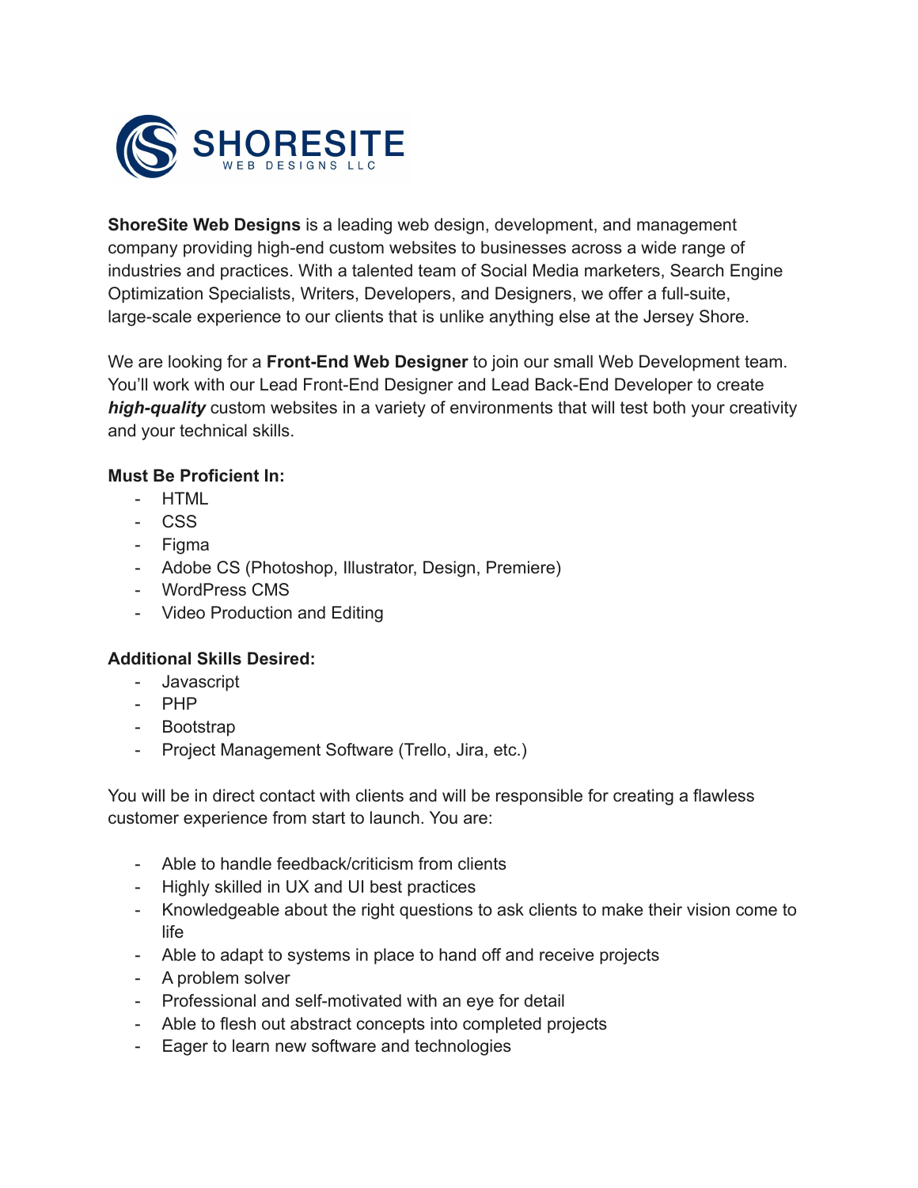SHORESITE
WEB DESIGNS LLC

**ShoreSite Web Designs** is a leading web design, development, and management company providing high-end custom websites to businesses across a wide range of industries and practices. With a talented team of Social Media marketers, Search Engine Optimization Specialists, Writers, Developers, and Designers, we offer a full-suite, large-scale experience to our clients that is unlike anything else at the Jersey Shore.

We are looking for a **Front-End Web Designer** to join our small Web Development team. You'll work with our Lead Front-End Designer and Lead Back-End Developer to create ***high-quality*** custom websites in a variety of environments that will test both your creativity and your technical skills.

**Must Be Proficient In:**

- HTML
- CSS
- Figma
- Adobe CS (Photoshop, Illustrator, Design, Premiere)
- WordPress CMS
- Video Production and Editing

**Additional Skills Desired:**

- Javascript
- PHP
- Bootstrap
- Project Management Software (Trello, Jira, etc.)

You will be in direct contact with clients and will be responsible for creating a flawless customer experience from start to launch. You are:

- Able to handle feedback/criticism from clients
- Highly skilled in UX and UI best practices
- Knowledgeable about the right questions to ask clients to make their vision come to life
- Able to adapt to systems in place to hand off and receive projects
- A problem solver
- Professional and self-motivated with an eye for detail
- Able to flesh out abstract concepts into completed projects
- Eager to learn new software and technologies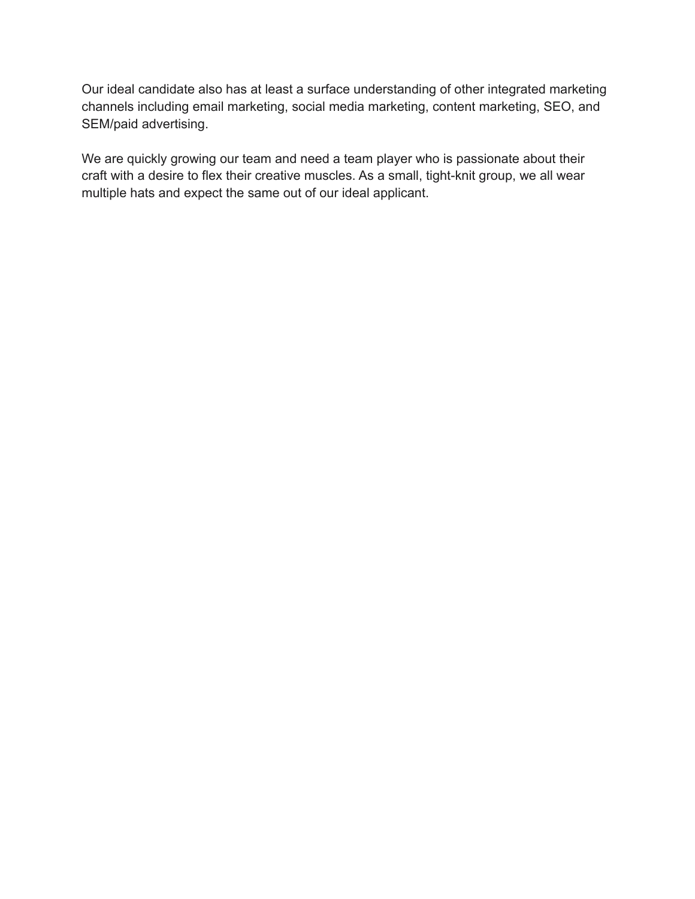Our ideal candidate also has at least a surface understanding of other integrated marketing channels including email marketing, social media marketing, content marketing, SEO, and SEM/paid advertising.

We are quickly growing our team and need a team player who is passionate about their craft with a desire to flex their creative muscles. As a small, tight-knit group, we all wear multiple hats and expect the same out of our ideal applicant.